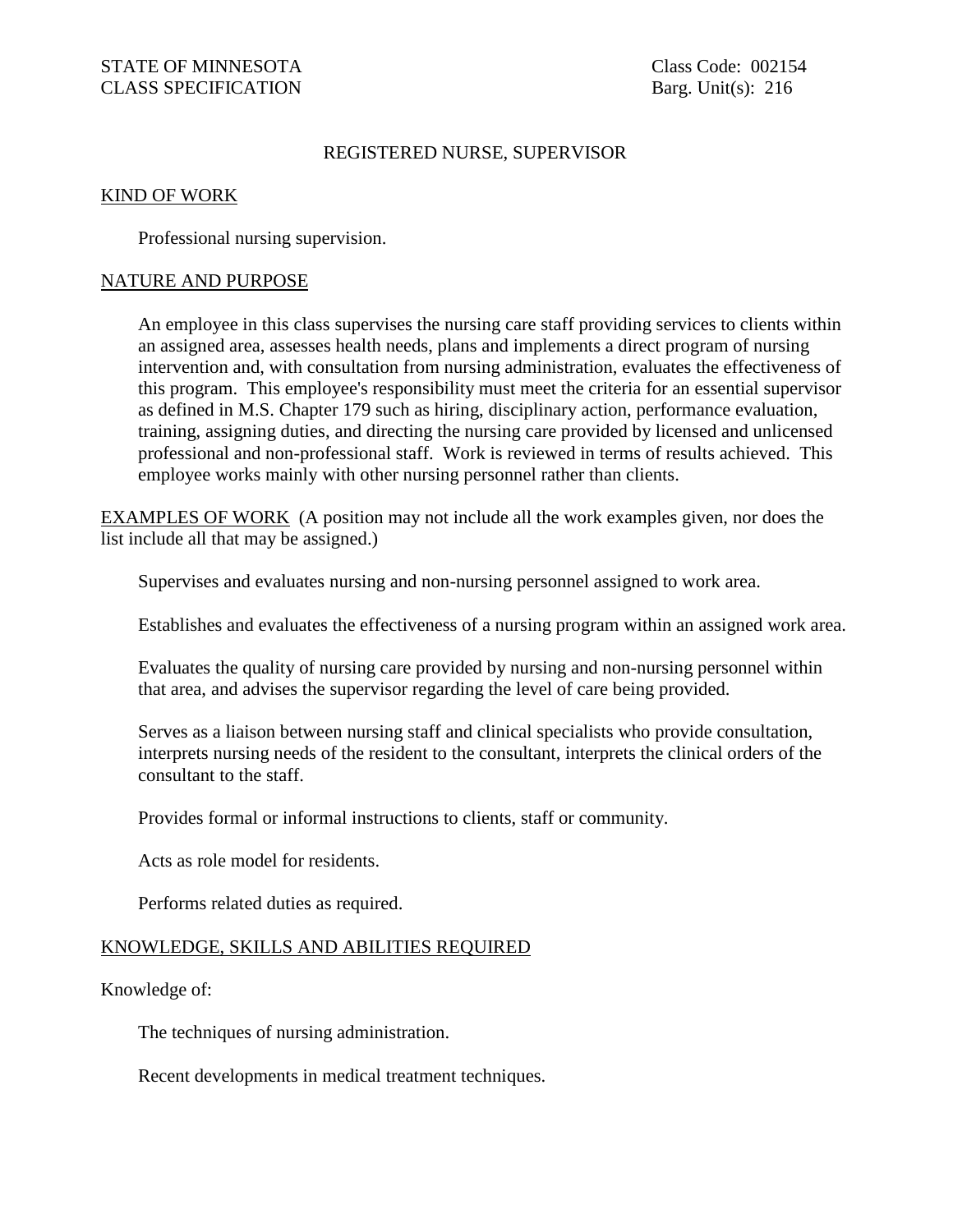STATE OF MINNESOTA
CLASS SPECIFICATION

Class Code: 002154
Barg. Unit(s): 216

# REGISTERED NURSE, SUPERVISOR

## KIND OF WORK

Professional nursing supervision.

## NATURE AND PURPOSE

An employee in this class supervises the nursing care staff providing services to clients within an assigned area, assesses health needs, plans and implements a direct program of nursing intervention and, with consultation from nursing administration, evaluates the effectiveness of this program. This employee's responsibility must meet the criteria for an essential supervisor as defined in M.S. Chapter 179 such as hiring, disciplinary action, performance evaluation, training, assigning duties, and directing the nursing care provided by licensed and unlicensed professional and non-professional staff. Work is reviewed in terms of results achieved. This employee works mainly with other nursing personnel rather than clients.

## EXAMPLES OF WORK

(A position may not include all the work examples given, nor does the list include all that may be assigned.)

Supervises and evaluates nursing and non-nursing personnel assigned to work area.

Establishes and evaluates the effectiveness of a nursing program within an assigned work area.

Evaluates the quality of nursing care provided by nursing and non-nursing personnel within that area, and advises the supervisor regarding the level of care being provided.

Serves as a liaison between nursing staff and clinical specialists who provide consultation, interprets nursing needs of the resident to the consultant, interprets the clinical orders of the consultant to the staff.

Provides formal or informal instructions to clients, staff or community.

Acts as role model for residents.

Performs related duties as required.

## KNOWLEDGE, SKILLS AND ABILITIES REQUIRED

Knowledge of:

The techniques of nursing administration.

Recent developments in medical treatment techniques.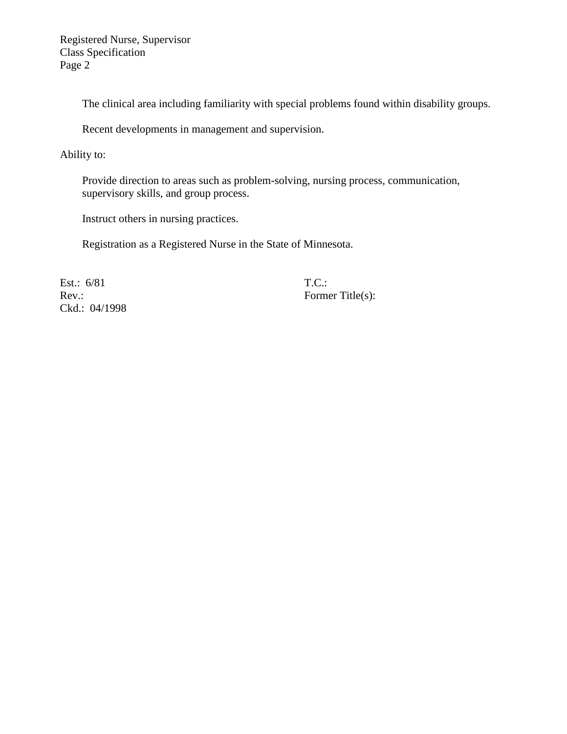The clinical area including familiarity with special problems found within disability groups.

Recent developments in management and supervision.

Ability to:

Provide direction to areas such as problem-solving, nursing process, communication, supervisory skills, and group process.

Instruct others in nursing practices.

Registration as a Registered Nurse in the State of Minnesota.

Est.: 6/81
Rev.:
Ckd.: 04/1998

T.C.:
Former Title(s):